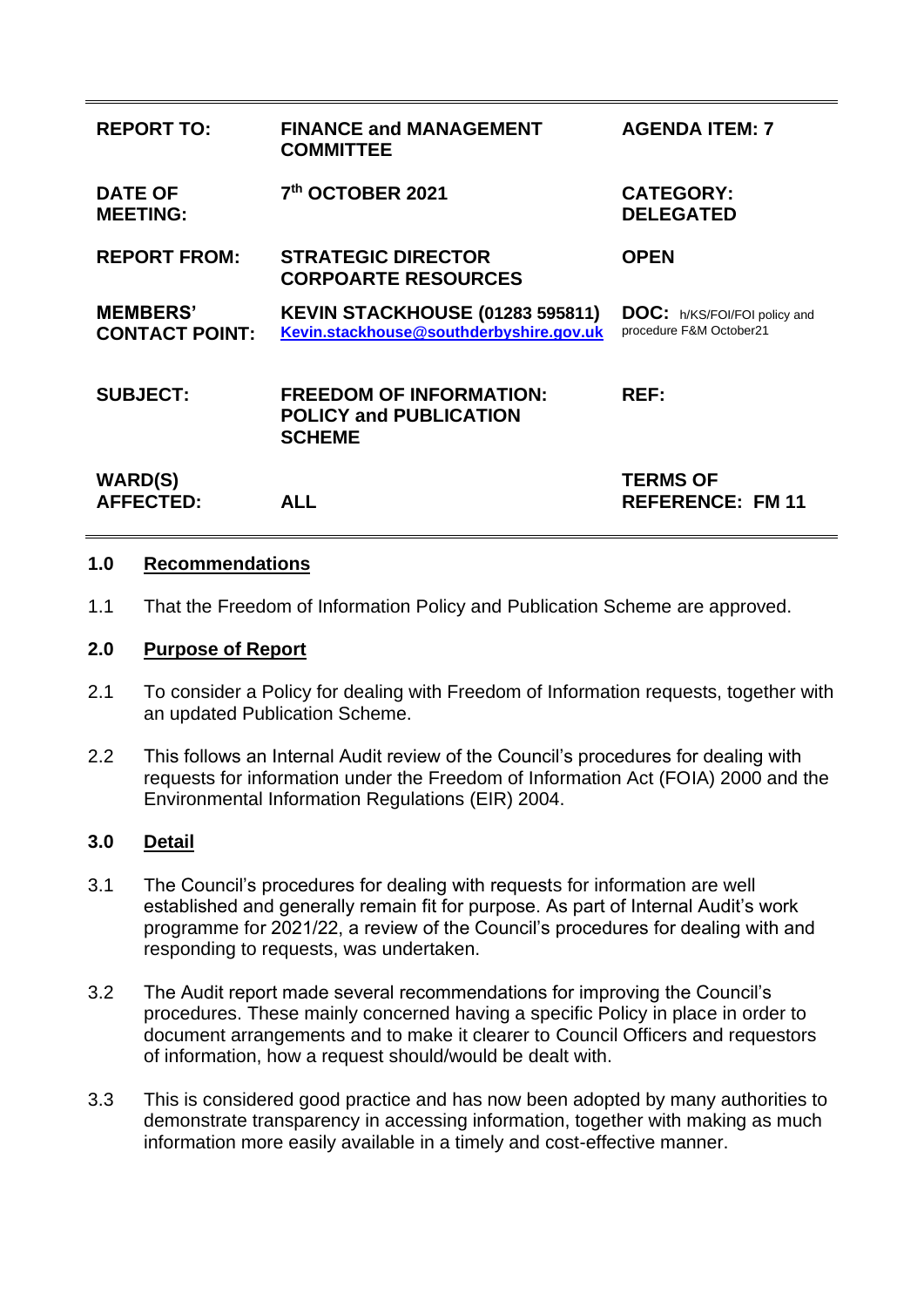| | | |
|---|---|---|
| **REPORT TO:** | **FINANCE and MANAGEMENT COMMITTEE** | **AGENDA ITEM: 7** |
| **DATE OF MEETING:** | **7th OCTOBER 2021** | **CATEGORY: DELEGATED** |
| **REPORT FROM:** | **STRATEGIC DIRECTOR CORPOARTE RESOURCES** | **OPEN** |
| **MEMBERS' CONTACT POINT:** | **KEVIN STACKHOUSE (01283 595811)** **Kevin.stackhouse@southderbyshire.gov.uk** | **DOC:** h/KS/FOI/FOI policy and procedure F&M October21 |
| **SUBJECT:** | **FREEDOM OF INFORMATION: POLICY and PUBLICATION SCHEME** | **REF:** |
| **WARD(S) AFFECTED:** | **ALL** | **TERMS OF REFERENCE: FM 11** |

## 1.0 Recommendations

1.1 That the Freedom of Information Policy and Publication Scheme are approved.

## 2.0 Purpose of Report

2.1 To consider a Policy for dealing with Freedom of Information requests, together with an updated Publication Scheme.

2.2 This follows an Internal Audit review of the Council's procedures for dealing with requests for information under the Freedom of Information Act (FOIA) 2000 and the Environmental Information Regulations (EIR) 2004.

## 3.0 Detail

3.1 The Council's procedures for dealing with requests for information are well established and generally remain fit for purpose. As part of Internal Audit's work programme for 2021/22, a review of the Council's procedures for dealing with and responding to requests, was undertaken.

3.2 The Audit report made several recommendations for improving the Council's procedures. These mainly concerned having a specific Policy in place in order to document arrangements and to make it clearer to Council Officers and requestors of information, how a request should/would be dealt with.

3.3 This is considered good practice and has now been adopted by many authorities to demonstrate transparency in accessing information, together with making as much information more easily available in a timely and cost-effective manner.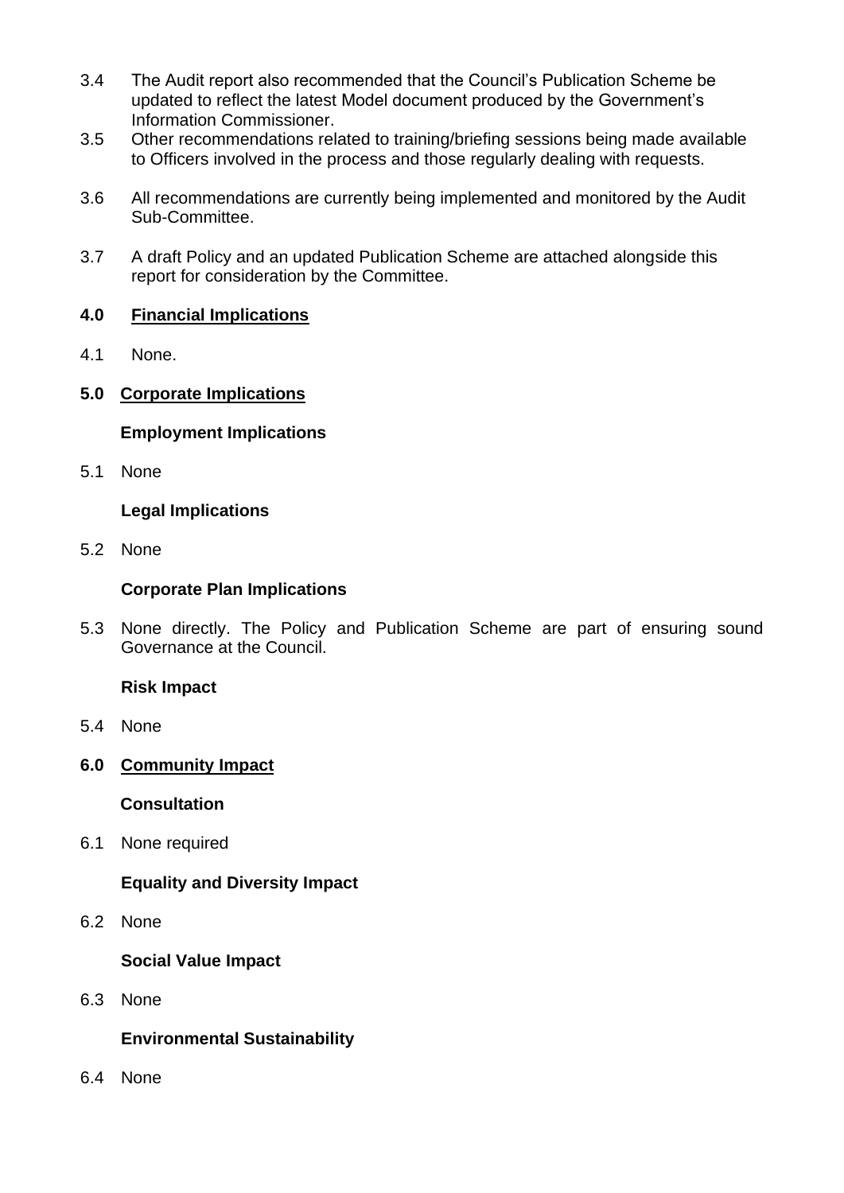3.4 The Audit report also recommended that the Council's Publication Scheme be updated to reflect the latest Model document produced by the Government's Information Commissioner.

3.5 Other recommendations related to training/briefing sessions being made available to Officers involved in the process and those regularly dealing with requests.

3.6 All recommendations are currently being implemented and monitored by the Audit Sub-Committee.

3.7 A draft Policy and an updated Publication Scheme are attached alongside this report for consideration by the Committee.

## 4.0 Financial Implications

4.1 None.

## 5.0 Corporate Implications

### Employment Implications

5.1 None

### Legal Implications

5.2 None

### Corporate Plan Implications

5.3 None directly. The Policy and Publication Scheme are part of ensuring sound Governance at the Council.

### Risk Impact

5.4 None

## 6.0 Community Impact

### Consultation

6.1 None required

### Equality and Diversity Impact

6.2 None

### Social Value Impact

6.3 None

### Environmental Sustainability

6.4 None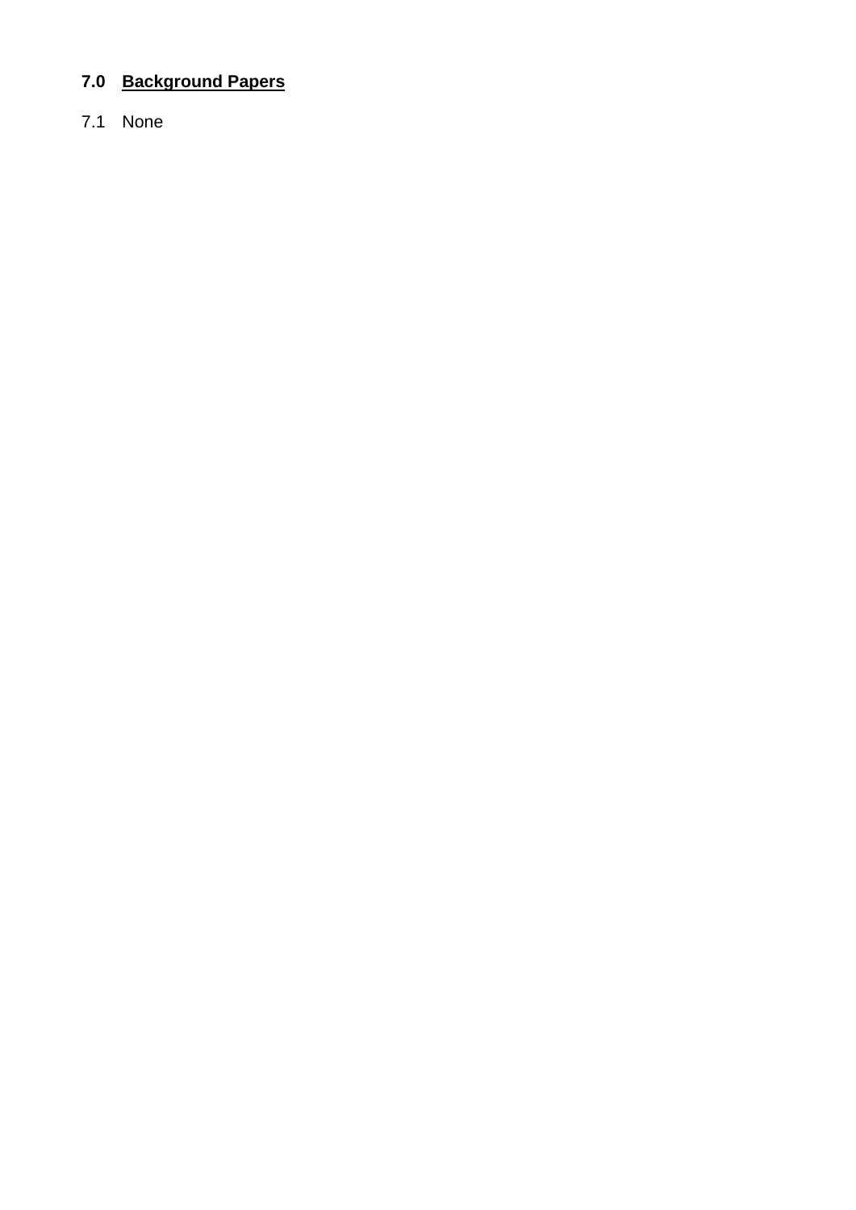## 7.0 Background Papers

7.1 None